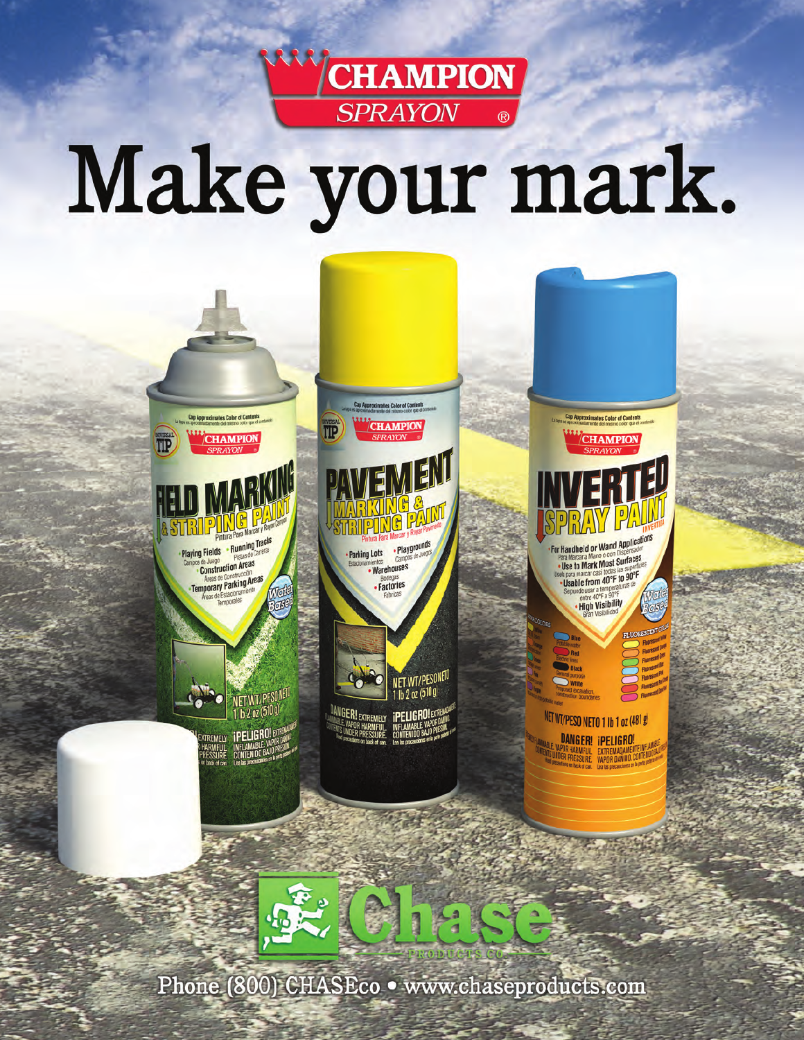# CHAMPION SPRAYON®

# Make your mark.

**Chase** PRODUCTS CO.

Phone (800) CHASEco • www.chaseproducts.com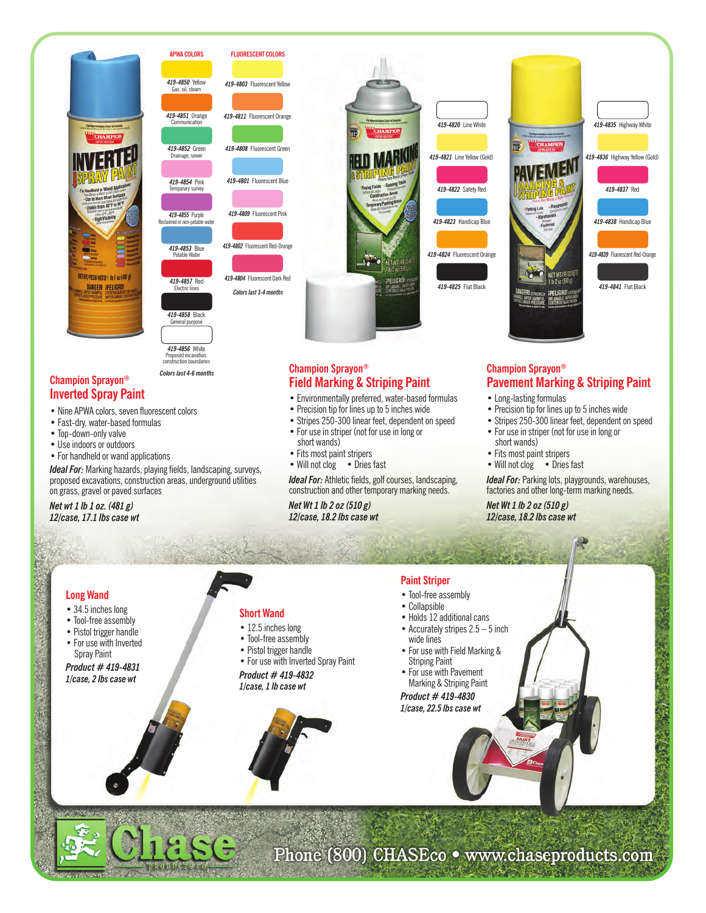**APWA COLORS**

- *419-4850* Yellow — Gas, oil, steam
- *419-4851* Orange — Communication
- *419-4852* Green — Drainage, sewer
- *419-4854* Pink — Temporary survey
- *419-4855* Purple — Reclaimed or non-potable water
- *419-4853* Blue — Potable Water
- *419-4857* Red — Electric lines
- *419-4858* Black — General purpose
- *419-4856* White — Proposed excavation, construction boundaries

*Colors last 4-6 months*

**FLUORESCENT COLORS**

- *419-4803* Fluorescent Yellow
- *419-4811* Fluorescent Orange
- *419-4808* Fluorescent Green
- *419-4801* Fluorescent Blue
- *419-4809* Fluorescent Pink
- *419-4802* Fluorescent Red-Orange
- *419-4804* Fluorescent Dark Red

*Colors last 3-4 months*

## Champion Sprayon®
## Inverted Spray Paint

- Nine APWA colors, seven fluorescent colors
- Fast-dry, water-based formulas
- Top-down-only valve
- Use indoors or outdoors
- For handheld or wand applications

***Ideal For:*** Marking hazards, playing fields, landscaping, surveys, proposed excavations, construction areas, underground utilities on grass, gravel or paved surfaces

***Net wt 1 lb 1 oz. (481 g)***
***12/case, 17.1 lbs case wt***

- *419-4820* Line White
- *419-4821* Line Yellow (Gold)
- *419-4822* Safety Red
- *419-4823* Handicap Blue
- *419-4824* Fluorescent Orange
- *419-4825* Flat Black

## Champion Sprayon®
## Field Marking & Striping Paint

- Environmentally preferred, water-based formulas
- Precision tip for lines up to 5 inches wide
- Stripes 250-300 linear feet, dependent on speed
- For use in striper (not for use in long or short wands)
- Fits most paint stripers
- Will not clog
- Dries fast

***Ideal For:*** Athletic fields, golf courses, landscaping, construction and other temporary marking needs.

***Net Wt 1 lb 2 oz (510 g)***
***12/case, 18.2 lbs case wt***

- *419-4835* Highway White
- *419-4836* Highway Yellow (Gold)
- *419-4837* Red
- *419-4838* Handicap Blue
- *419-4839* Fluorescent Red-Orange
- *419-4841* Flat Black

## Champion Sprayon®
## Pavement Marking & Striping Paint

- Long-lasting formulas
- Precision tip for lines up to 5 inches wide
- Stripes 250-300 linear feet, dependent on speed
- For use in striper (not for use in long or short wands)
- Fits most paint stripers
- Will not clog
- Dries fast

***Ideal For:*** Parking lots, playgrounds, warehouses, factories and other long-term marking needs.

***Net Wt 1 lb 2 oz (510 g)***
***12/case, 18.2 lbs case wt***

### Long Wand

- 34.5 inches long
- Tool-free assembly
- Pistol trigger handle
- For use with Inverted Spray Paint

***Product # 419-4831***
***1/case, 2 lbs case wt***

### Short Wand

- 12.5 inches long
- Tool-free assembly
- Pistol trigger handle
- For use with Inverted Spray Paint

***Product # 419-4832***
***1/case, 1 lb case wt***

### Paint Striper

- Tool-free assembly
- Collapsible
- Holds 12 additional cans
- Accurately stripes 2.5 – 5 inch wide lines
- For use with Field Marking & Striping Paint
- For use with Pavement Marking & Striping Paint

***Product # 419-4830***
***1/case, 22.5 lbs case wt***

**Chase** PRODUCTS CO.

Phone (800) CHASEco • www.chaseproducts.com